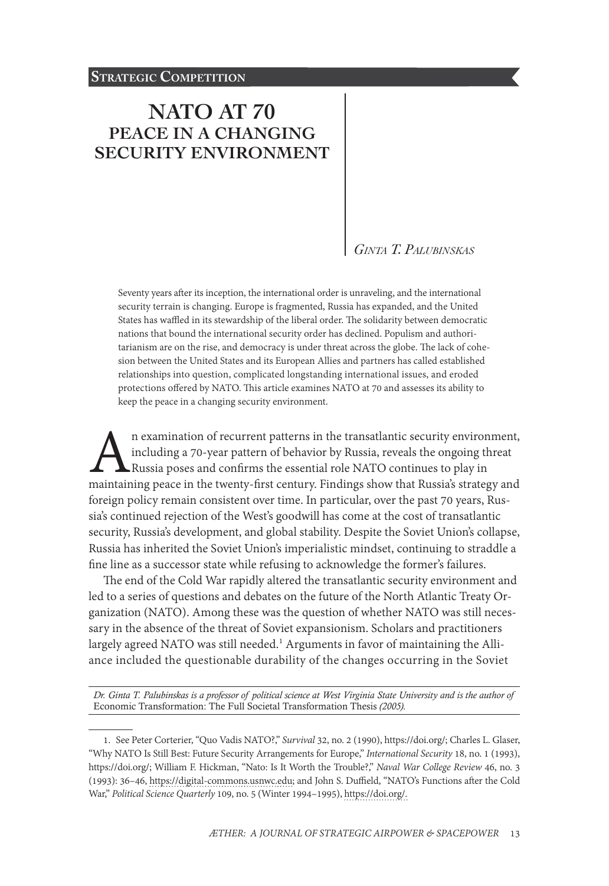**Strategic Competition**

# NATO AT 70
## PEACE IN A CHANGING SECURITY ENVIRONMENT

*Ginta T. Palubinskas*

Seventy years after its inception, the international order is unraveling, and the international security terrain is changing. Europe is fragmented, Russia has expanded, and the United States has waffled in its stewardship of the liberal order. The solidarity between democratic nations that bound the international security order has declined. Populism and authoritarianism are on the rise, and democracy is under threat across the globe. The lack of cohesion between the United States and its European Allies and partners has called established relationships into question, complicated longstanding international issues, and eroded protections offered by NATO. This article examines NATO at 70 and assesses its ability to keep the peace in a changing security environment.

An examination of recurrent patterns in the transatlantic security environment, including a 70-year pattern of behavior by Russia, reveals the ongoing threat Russia poses and confirms the essential role NATO continues to play in maintaining peace in the twenty-first century. Findings show that Russia's strategy and foreign policy remain consistent over time. In particular, over the past 70 years, Russia's continued rejection of the West's goodwill has come at the cost of transatlantic security, Russia's development, and global stability. Despite the Soviet Union's collapse, Russia has inherited the Soviet Union's imperialistic mindset, continuing to straddle a fine line as a successor state while refusing to acknowledge the former's failures.

The end of the Cold War rapidly altered the transatlantic security environment and led to a series of questions and debates on the future of the North Atlantic Treaty Organization (NATO). Among these was the question of whether NATO was still necessary in the absence of the threat of Soviet expansionism. Scholars and practitioners largely agreed NATO was still needed.[1] Arguments in favor of maintaining the Alliance included the questionable durability of the changes occurring in the Soviet

*Dr. Ginta T. Palubinskas is a professor of political science at West Virginia State University and is the author of* Economic Transformation: The Full Societal Transformation Thesis *(2005).*

1. See Peter Corterier, "Quo Vadis NATO?," *Survival* 32, no. 2 (1990), https://doi.org/; Charles L. Glaser, "Why NATO Is Still Best: Future Security Arrangements for Europe," *International Security* 18, no. 1 (1993), https://doi.org/; William F. Hickman, "Nato: Is It Worth the Trouble?," *Naval War College Review* 46, no. 3 (1993): 36–46, https://digital-commons.usnwc.edu; and John S. Duffield, "NATO's Functions after the Cold War," *Political Science Quarterly* 109, no. 5 (Winter 1994–1995), https://doi.org/.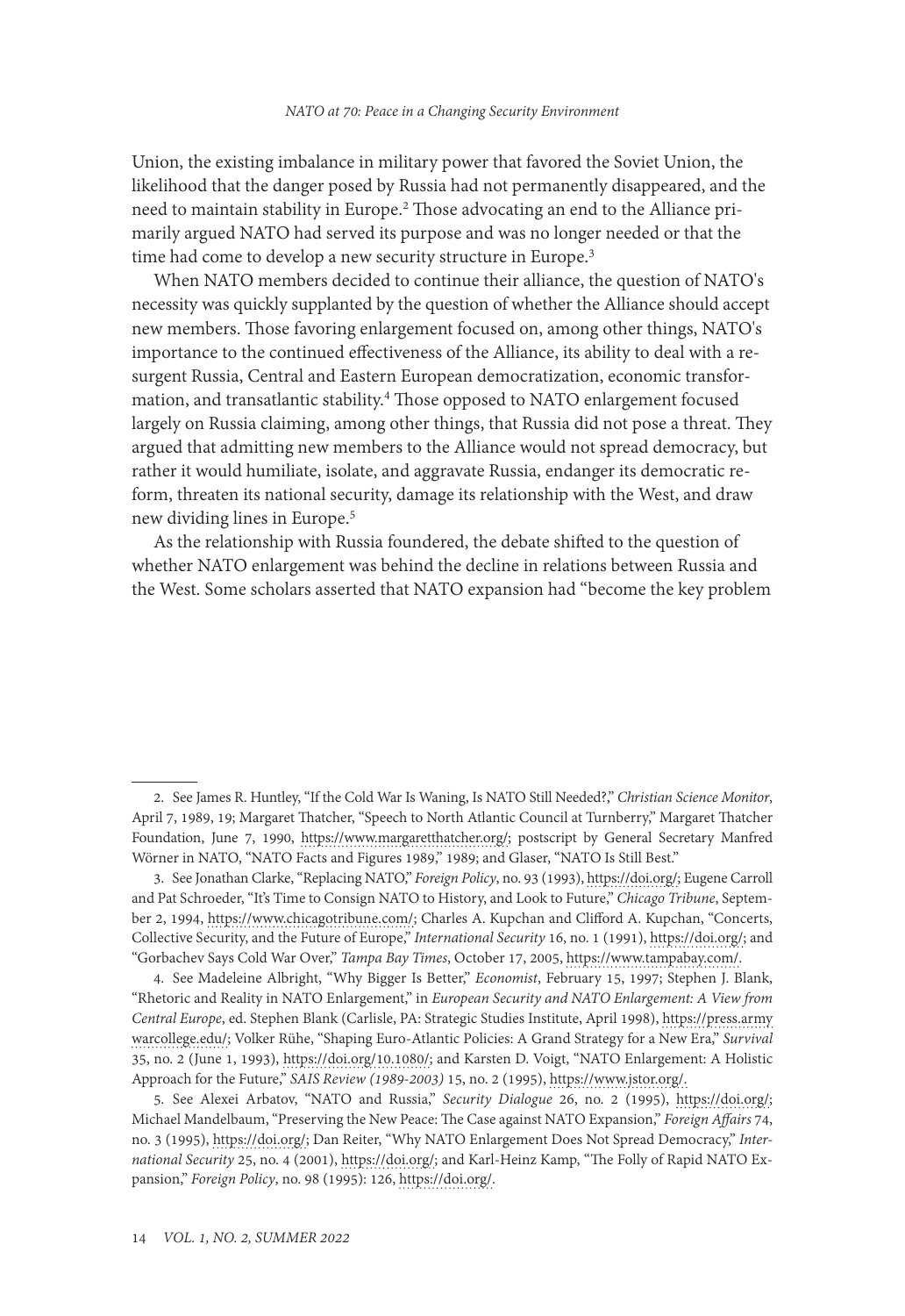Union, the existing imbalance in military power that favored the Soviet Union, the likelihood that the danger posed by Russia had not permanently disappeared, and the need to maintain stability in Europe.[2] Those advocating an end to the Alliance primarily argued NATO had served its purpose and was no longer needed or that the time had come to develop a new security structure in Europe.[3]

When NATO members decided to continue their alliance, the question of NATO's necessity was quickly supplanted by the question of whether the Alliance should accept new members. Those favoring enlargement focused on, among other things, NATO's importance to the continued effectiveness of the Alliance, its ability to deal with a resurgent Russia, Central and Eastern European democratization, economic transformation, and transatlantic stability.[4] Those opposed to NATO enlargement focused largely on Russia claiming, among other things, that Russia did not pose a threat. They argued that admitting new members to the Alliance would not spread democracy, but rather it would humiliate, isolate, and aggravate Russia, endanger its democratic reform, threaten its national security, damage its relationship with the West, and draw new dividing lines in Europe.[5]

As the relationship with Russia foundered, the debate shifted to the question of whether NATO enlargement was behind the decline in relations between Russia and the West. Some scholars asserted that NATO expansion had "become the key problem

---

2. See James R. Huntley, "If the Cold War Is Waning, Is NATO Still Needed?," *Christian Science Monitor*, April 7, 1989, 19; Margaret Thatcher, "Speech to North Atlantic Council at Turnberry," Margaret Thatcher Foundation, June 7, 1990, https://www.margaretthatcher.org/; postscript by General Secretary Manfred Wörner in NATO, "NATO Facts and Figures 1989," 1989; and Glaser, "NATO Is Still Best."

3. See Jonathan Clarke, "Replacing NATO," *Foreign Policy*, no. 93 (1993), https://doi.org/; Eugene Carroll and Pat Schroeder, "It's Time to Consign NATO to History, and Look to Future," *Chicago Tribune*, September 2, 1994, https://www.chicagotribune.com/; Charles A. Kupchan and Clifford A. Kupchan, "Concerts, Collective Security, and the Future of Europe," *International Security* 16, no. 1 (1991), https://doi.org/; and "Gorbachev Says Cold War Over," *Tampa Bay Times*, October 17, 2005, https://www.tampabay.com/.

4. See Madeleine Albright, "Why Bigger Is Better," *Economist*, February 15, 1997; Stephen J. Blank, "Rhetoric and Reality in NATO Enlargement," in *European Security and NATO Enlargement: A View from Central Europe*, ed. Stephen Blank (Carlisle, PA: Strategic Studies Institute, April 1998), https://press.armywarcollege.edu/; Volker Rühe, "Shaping Euro-Atlantic Policies: A Grand Strategy for a New Era," *Survival* 35, no. 2 (June 1, 1993), https://doi.org/10.1080/; and Karsten D. Voigt, "NATO Enlargement: A Holistic Approach for the Future," *SAIS Review (1989-2003)* 15, no. 2 (1995), https://www.jstor.org/.

5. See Alexei Arbatov, "NATO and Russia," *Security Dialogue* 26, no. 2 (1995), https://doi.org/; Michael Mandelbaum, "Preserving the New Peace: The Case against NATO Expansion," *Foreign Affairs* 74, no. 3 (1995), https://doi.org/; Dan Reiter, "Why NATO Enlargement Does Not Spread Democracy," *International Security* 25, no. 4 (2001), https://doi.org/; and Karl-Heinz Kamp, "The Folly of Rapid NATO Expansion," *Foreign Policy*, no. 98 (1995): 126, https://doi.org/.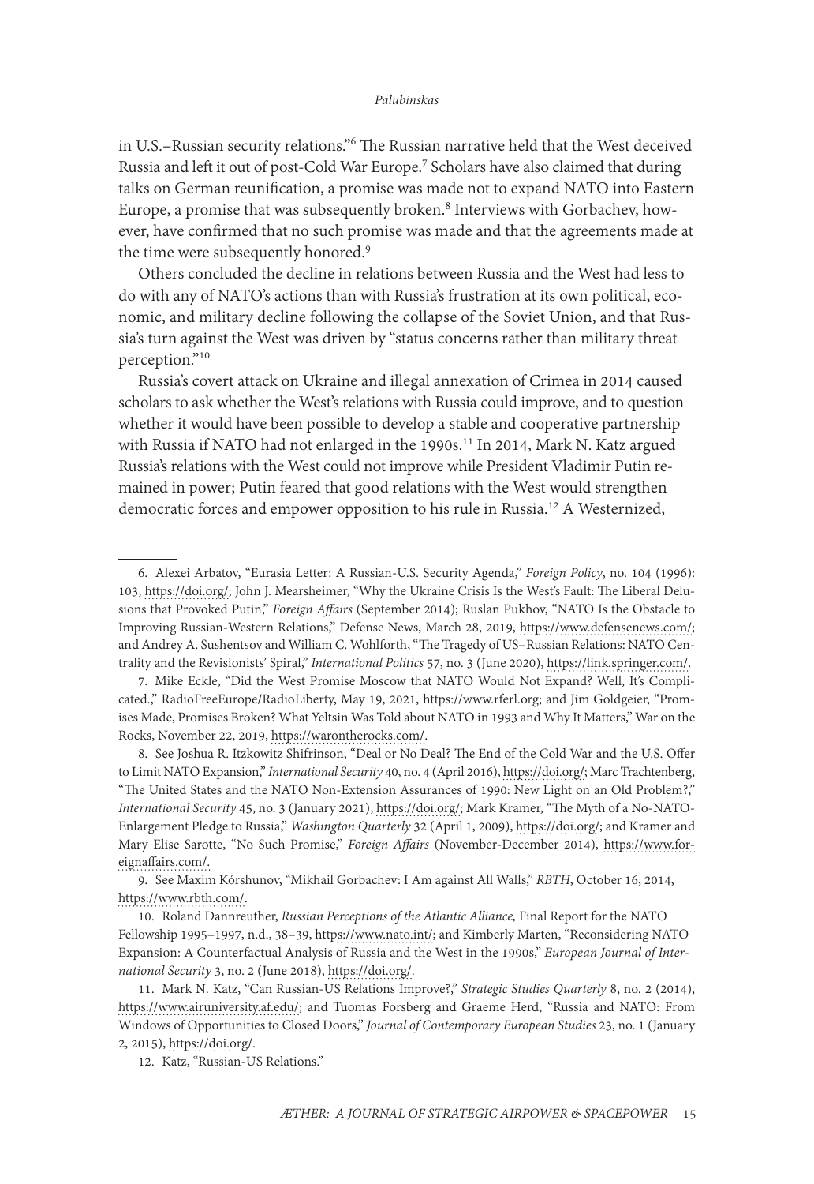in U.S.–Russian security relations."[6] The Russian narrative held that the West deceived Russia and left it out of post-Cold War Europe.[7] Scholars have also claimed that during talks on German reunification, a promise was made not to expand NATO into Eastern Europe, a promise that was subsequently broken.[8] Interviews with Gorbachev, however, have confirmed that no such promise was made and that the agreements made at the time were subsequently honored.[9]

Others concluded the decline in relations between Russia and the West had less to do with any of NATO's actions than with Russia's frustration at its own political, economic, and military decline following the collapse of the Soviet Union, and that Russia's turn against the West was driven by "status concerns rather than military threat perception."[10]

Russia's covert attack on Ukraine and illegal annexation of Crimea in 2014 caused scholars to ask whether the West's relations with Russia could improve, and to question whether it would have been possible to develop a stable and cooperative partnership with Russia if NATO had not enlarged in the 1990s.[11] In 2014, Mark N. Katz argued Russia's relations with the West could not improve while President Vladimir Putin remained in power; Putin feared that good relations with the West would strengthen democratic forces and empower opposition to his rule in Russia.[12] A Westernized,

---

6. Alexei Arbatov, "Eurasia Letter: A Russian-U.S. Security Agenda," *Foreign Policy*, no. 104 (1996): 103, https://doi.org/; John J. Mearsheimer, "Why the Ukraine Crisis Is the West's Fault: The Liberal Delusions that Provoked Putin," *Foreign Affairs* (September 2014); Ruslan Pukhov, "NATO Is the Obstacle to Improving Russian-Western Relations," Defense News, March 28, 2019, https://www.defensenews.com/; and Andrey A. Sushentsov and William C. Wohlforth, "The Tragedy of US–Russian Relations: NATO Centrality and the Revisionists' Spiral," *International Politics* 57, no. 3 (June 2020), https://link.springer.com/.

7. Mike Eckle, "Did the West Promise Moscow that NATO Would Not Expand? Well, It's Complicated.," RadioFreeEurope/RadioLiberty, May 19, 2021, https://www.rferl.org; and Jim Goldgeier, "Promises Made, Promises Broken? What Yeltsin Was Told about NATO in 1993 and Why It Matters," War on the Rocks, November 22, 2019, https://warontherocks.com/.

8. See Joshua R. Itzkowitz Shifrinson, "Deal or No Deal? The End of the Cold War and the U.S. Offer to Limit NATO Expansion," *International Security* 40, no. 4 (April 2016), https://doi.org/; Marc Trachtenberg, "The United States and the NATO Non-Extension Assurances of 1990: New Light on an Old Problem?," *International Security* 45, no. 3 (January 2021), https://doi.org/; Mark Kramer, "The Myth of a No-NATO-Enlargement Pledge to Russia," *Washington Quarterly* 32 (April 1, 2009), https://doi.org/; and Kramer and Mary Elise Sarotte, "No Such Promise," *Foreign Affairs* (November-December 2014), https://www.foreignaffairs.com/.

9. See Maxim Kórshunov, "Mikhail Gorbachev: I Am against All Walls," *RBTH*, October 16, 2014, https://www.rbth.com/.

10. Roland Dannreuther, *Russian Perceptions of the Atlantic Alliance,* Final Report for the NATO Fellowship 1995–1997, n.d., 38–39, https://www.nato.int/; and Kimberly Marten, "Reconsidering NATO Expansion: A Counterfactual Analysis of Russia and the West in the 1990s," *European Journal of International Security* 3, no. 2 (June 2018), https://doi.org/.

11. Mark N. Katz, "Can Russian-US Relations Improve?," *Strategic Studies Quarterly* 8, no. 2 (2014), https://www.airuniversity.af.edu/; and Tuomas Forsberg and Graeme Herd, "Russia and NATO: From Windows of Opportunities to Closed Doors," *Journal of Contemporary European Studies* 23, no. 1 (January 2, 2015), https://doi.org/.

12. Katz, "Russian-US Relations."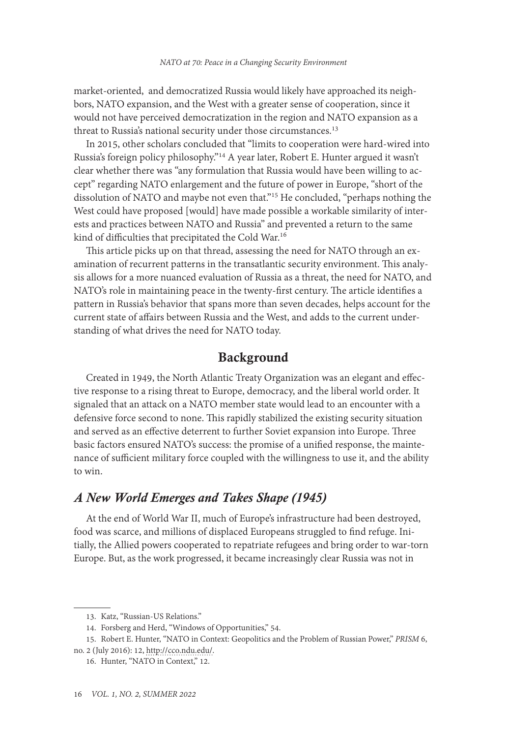market-oriented, and democratized Russia would likely have approached its neighbors, NATO expansion, and the West with a greater sense of cooperation, since it would not have perceived democratization in the region and NATO expansion as a threat to Russia's national security under those circumstances.[13]

In 2015, other scholars concluded that "limits to cooperation were hard-wired into Russia's foreign policy philosophy."[14] A year later, Robert E. Hunter argued it wasn't clear whether there was "any formulation that Russia would have been willing to accept" regarding NATO enlargement and the future of power in Europe, "short of the dissolution of NATO and maybe not even that."[15] He concluded, "perhaps nothing the West could have proposed [would] have made possible a workable similarity of interests and practices between NATO and Russia" and prevented a return to the same kind of difficulties that precipitated the Cold War.[16]

This article picks up on that thread, assessing the need for NATO through an examination of recurrent patterns in the transatlantic security environment. This analysis allows for a more nuanced evaluation of Russia as a threat, the need for NATO, and NATO's role in maintaining peace in the twenty-first century. The article identifies a pattern in Russia's behavior that spans more than seven decades, helps account for the current state of affairs between Russia and the West, and adds to the current understanding of what drives the need for NATO today.

## Background

Created in 1949, the North Atlantic Treaty Organization was an elegant and effective response to a rising threat to Europe, democracy, and the liberal world order. It signaled that an attack on a NATO member state would lead to an encounter with a defensive force second to none. This rapidly stabilized the existing security situation and served as an effective deterrent to further Soviet expansion into Europe. Three basic factors ensured NATO's success: the promise of a unified response, the maintenance of sufficient military force coupled with the willingness to use it, and the ability to win.

### *A New World Emerges and Takes Shape (1945)*

At the end of World War II, much of Europe's infrastructure had been destroyed, food was scarce, and millions of displaced Europeans struggled to find refuge. Initially, the Allied powers cooperated to repatriate refugees and bring order to war-torn Europe. But, as the work progressed, it became increasingly clear Russia was not in

13. Katz, "Russian-US Relations."

14. Forsberg and Herd, "Windows of Opportunities," 54.

15. Robert E. Hunter, "NATO in Context: Geopolitics and the Problem of Russian Power," *PRISM* 6, no. 2 (July 2016): 12, http://cco.ndu.edu/.

16. Hunter, "NATO in Context," 12.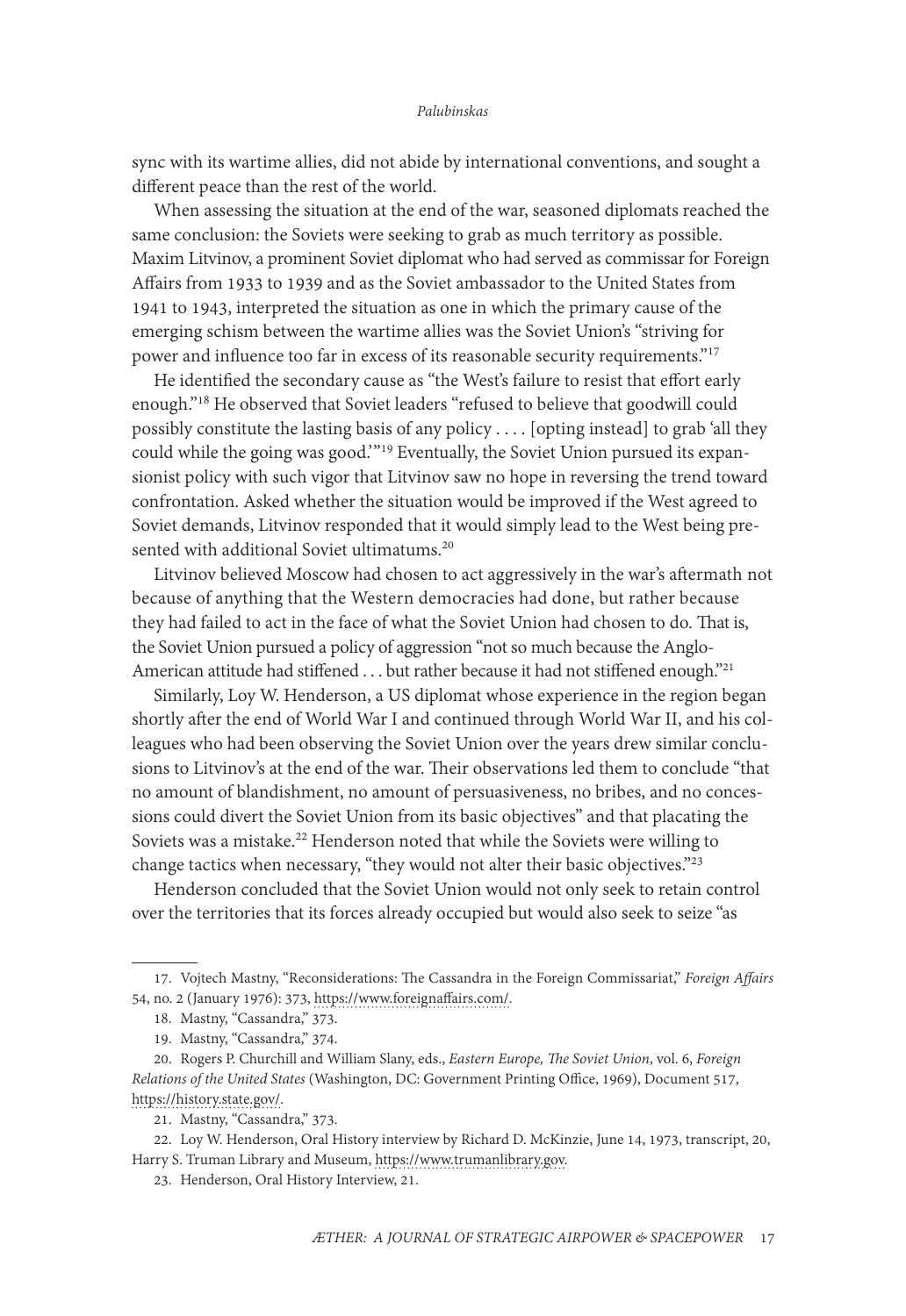sync with its wartime allies, did not abide by international conventions, and sought a different peace than the rest of the world.

When assessing the situation at the end of the war, seasoned diplomats reached the same conclusion: the Soviets were seeking to grab as much territory as possible. Maxim Litvinov, a prominent Soviet diplomat who had served as commissar for Foreign Affairs from 1933 to 1939 and as the Soviet ambassador to the United States from 1941 to 1943, interpreted the situation as one in which the primary cause of the emerging schism between the wartime allies was the Soviet Union's "striving for power and influence too far in excess of its reasonable security requirements."[17]

He identified the secondary cause as "the West's failure to resist that effort early enough."[18] He observed that Soviet leaders "refused to believe that goodwill could possibly constitute the lasting basis of any policy . . . . [opting instead] to grab 'all they could while the going was good.'"[19] Eventually, the Soviet Union pursued its expansionist policy with such vigor that Litvinov saw no hope in reversing the trend toward confrontation. Asked whether the situation would be improved if the West agreed to Soviet demands, Litvinov responded that it would simply lead to the West being presented with additional Soviet ultimatums.[20]

Litvinov believed Moscow had chosen to act aggressively in the war's aftermath not because of anything that the Western democracies had done, but rather because they had failed to act in the face of what the Soviet Union had chosen to do. That is, the Soviet Union pursued a policy of aggression "not so much because the Anglo-American attitude had stiffened . . . but rather because it had not stiffened enough."[21]

Similarly, Loy W. Henderson, a US diplomat whose experience in the region began shortly after the end of World War I and continued through World War II, and his colleagues who had been observing the Soviet Union over the years drew similar conclusions to Litvinov's at the end of the war. Their observations led them to conclude "that no amount of blandishment, no amount of persuasiveness, no bribes, and no concessions could divert the Soviet Union from its basic objectives" and that placating the Soviets was a mistake.[22] Henderson noted that while the Soviets were willing to change tactics when necessary, "they would not alter their basic objectives."[23]

Henderson concluded that the Soviet Union would not only seek to retain control over the territories that its forces already occupied but would also seek to seize "as

---

17. Vojtech Mastny, "Reconsiderations: The Cassandra in the Foreign Commissariat," *Foreign Affairs* 54, no. 2 (January 1976): 373, https://www.foreignaffairs.com/.

18. Mastny, "Cassandra," 373.

19. Mastny, "Cassandra," 374.

20. Rogers P. Churchill and William Slany, eds., *Eastern Europe, The Soviet Union*, vol. 6, *Foreign Relations of the United States* (Washington, DC: Government Printing Office, 1969), Document 517, https://history.state.gov/.

21. Mastny, "Cassandra," 373.

22. Loy W. Henderson, Oral History interview by Richard D. McKinzie, June 14, 1973, transcript, 20, Harry S. Truman Library and Museum, https://www.trumanlibrary.gov.

23. Henderson, Oral History Interview, 21.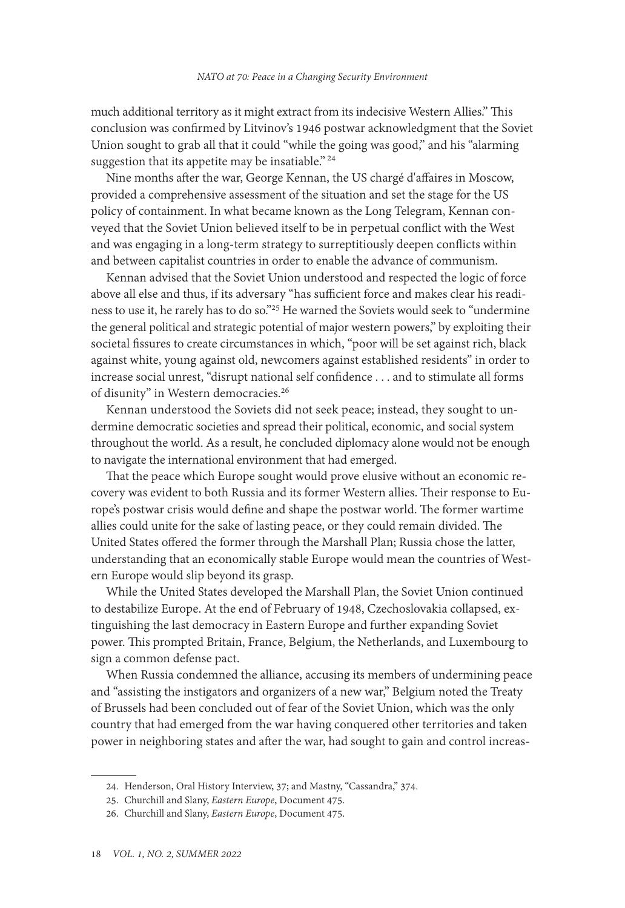much additional territory as it might extract from its indecisive Western Allies." This conclusion was confirmed by Litvinov's 1946 postwar acknowledgment that the Soviet Union sought to grab all that it could "while the going was good," and his "alarming suggestion that its appetite may be insatiable." [24]

Nine months after the war, George Kennan, the US chargé d'affaires in Moscow, provided a comprehensive assessment of the situation and set the stage for the US policy of containment. In what became known as the Long Telegram, Kennan conveyed that the Soviet Union believed itself to be in perpetual conflict with the West and was engaging in a long-term strategy to surreptitiously deepen conflicts within and between capitalist countries in order to enable the advance of communism.

Kennan advised that the Soviet Union understood and respected the logic of force above all else and thus, if its adversary "has sufficient force and makes clear his readiness to use it, he rarely has to do so."[25] He warned the Soviets would seek to "undermine the general political and strategic potential of major western powers," by exploiting their societal fissures to create circumstances in which, "poor will be set against rich, black against white, young against old, newcomers against established residents" in order to increase social unrest, "disrupt national self confidence . . . and to stimulate all forms of disunity" in Western democracies.[26]

Kennan understood the Soviets did not seek peace; instead, they sought to undermine democratic societies and spread their political, economic, and social system throughout the world. As a result, he concluded diplomacy alone would not be enough to navigate the international environment that had emerged.

That the peace which Europe sought would prove elusive without an economic recovery was evident to both Russia and its former Western allies. Their response to Europe's postwar crisis would define and shape the postwar world. The former wartime allies could unite for the sake of lasting peace, or they could remain divided. The United States offered the former through the Marshall Plan; Russia chose the latter, understanding that an economically stable Europe would mean the countries of Western Europe would slip beyond its grasp.

While the United States developed the Marshall Plan, the Soviet Union continued to destabilize Europe. At the end of February of 1948, Czechoslovakia collapsed, extinguishing the last democracy in Eastern Europe and further expanding Soviet power. This prompted Britain, France, Belgium, the Netherlands, and Luxembourg to sign a common defense pact.

When Russia condemned the alliance, accusing its members of undermining peace and "assisting the instigators and organizers of a new war," Belgium noted the Treaty of Brussels had been concluded out of fear of the Soviet Union, which was the only country that had emerged from the war having conquered other territories and taken power in neighboring states and after the war, had sought to gain and control increas-

---

24. Henderson, Oral History Interview, 37; and Mastny, "Cassandra," 374.

25. Churchill and Slany, *Eastern Europe*, Document 475.

26. Churchill and Slany, *Eastern Europe*, Document 475.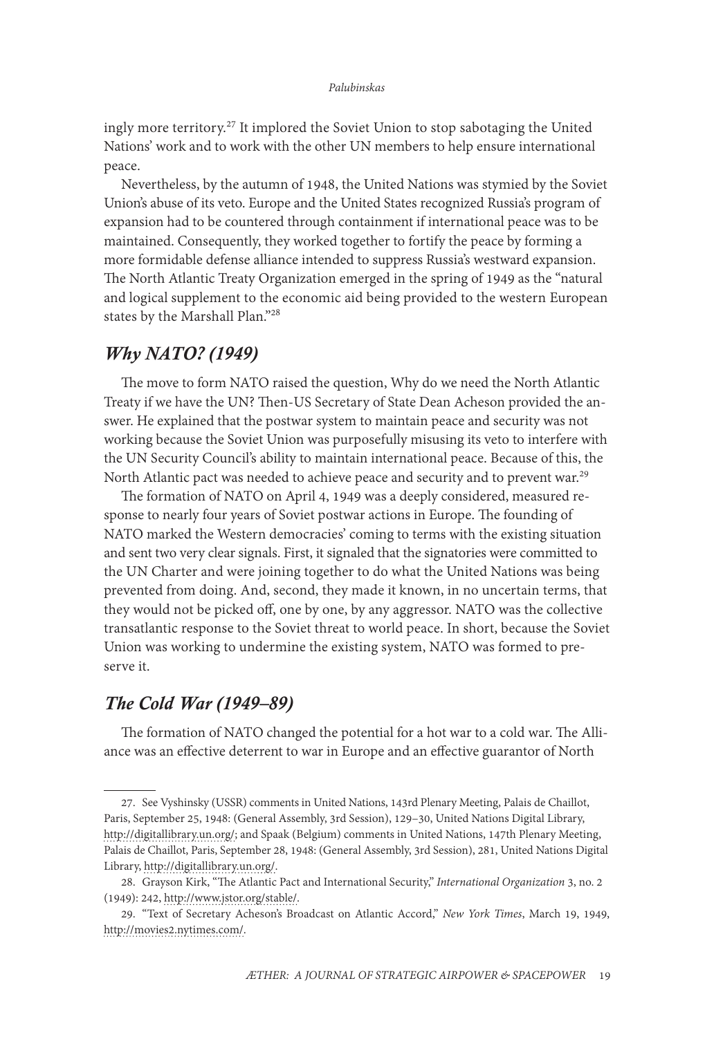ingly more territory.[27] It implored the Soviet Union to stop sabotaging the United Nations' work and to work with the other UN members to help ensure international peace.

Nevertheless, by the autumn of 1948, the United Nations was stymied by the Soviet Union's abuse of its veto. Europe and the United States recognized Russia's program of expansion had to be countered through containment if international peace was to be maintained. Consequently, they worked together to fortify the peace by forming a more formidable defense alliance intended to suppress Russia's westward expansion. The North Atlantic Treaty Organization emerged in the spring of 1949 as the "natural and logical supplement to the economic aid being provided to the western European states by the Marshall Plan."[28]

## *Why NATO? (1949)*

The move to form NATO raised the question, Why do we need the North Atlantic Treaty if we have the UN? Then-US Secretary of State Dean Acheson provided the answer. He explained that the postwar system to maintain peace and security was not working because the Soviet Union was purposefully misusing its veto to interfere with the UN Security Council's ability to maintain international peace. Because of this, the North Atlantic pact was needed to achieve peace and security and to prevent war.[29]

The formation of NATO on April 4, 1949 was a deeply considered, measured response to nearly four years of Soviet postwar actions in Europe. The founding of NATO marked the Western democracies' coming to terms with the existing situation and sent two very clear signals. First, it signaled that the signatories were committed to the UN Charter and were joining together to do what the United Nations was being prevented from doing. And, second, they made it known, in no uncertain terms, that they would not be picked off, one by one, by any aggressor. NATO was the collective transatlantic response to the Soviet threat to world peace. In short, because the Soviet Union was working to undermine the existing system, NATO was formed to preserve it.

## *The Cold War (1949–89)*

The formation of NATO changed the potential for a hot war to a cold war. The Alliance was an effective deterrent to war in Europe and an effective guarantor of North

---

27. See Vyshinsky (USSR) comments in United Nations, 143rd Plenary Meeting, Palais de Chaillot, Paris, September 25, 1948: (General Assembly, 3rd Session), 129–30, United Nations Digital Library, http://digitallibrary.un.org/; and Spaak (Belgium) comments in United Nations, 147th Plenary Meeting, Palais de Chaillot, Paris, September 28, 1948: (General Assembly, 3rd Session), 281, United Nations Digital Library, http://digitallibrary.un.org/.

28. Grayson Kirk, "The Atlantic Pact and International Security," *International Organization* 3, no. 2 (1949): 242, http://www.jstor.org/stable/.

29. "Text of Secretary Acheson's Broadcast on Atlantic Accord," *New York Times*, March 19, 1949, http://movies2.nytimes.com/.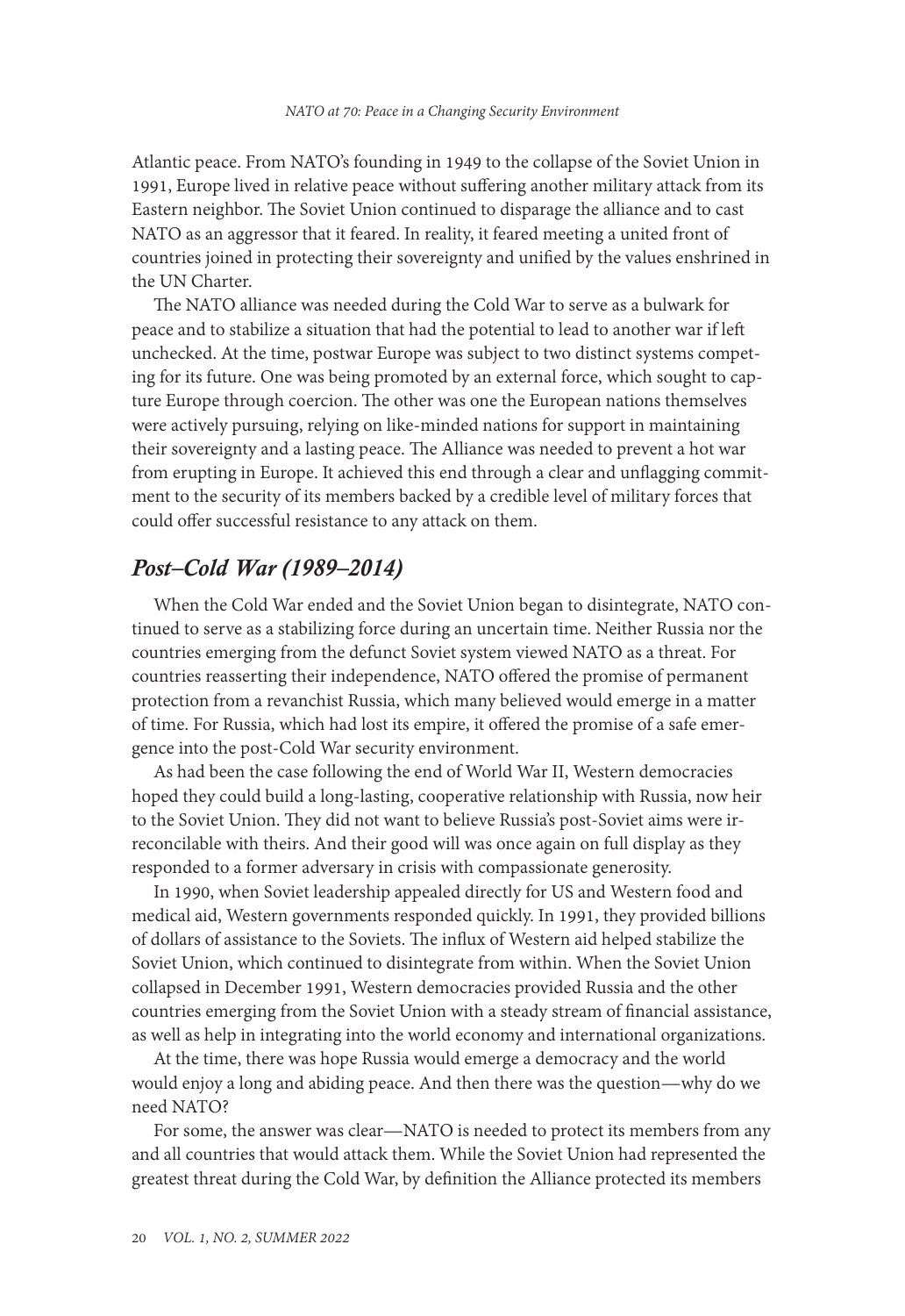Atlantic peace. From NATO's founding in 1949 to the collapse of the Soviet Union in 1991, Europe lived in relative peace without suffering another military attack from its Eastern neighbor. The Soviet Union continued to disparage the alliance and to cast NATO as an aggressor that it feared. In reality, it feared meeting a united front of countries joined in protecting their sovereignty and unified by the values enshrined in the UN Charter.

The NATO alliance was needed during the Cold War to serve as a bulwark for peace and to stabilize a situation that had the potential to lead to another war if left unchecked. At the time, postwar Europe was subject to two distinct systems competing for its future. One was being promoted by an external force, which sought to capture Europe through coercion. The other was one the European nations themselves were actively pursuing, relying on like-minded nations for support in maintaining their sovereignty and a lasting peace. The Alliance was needed to prevent a hot war from erupting in Europe. It achieved this end through a clear and unflagging commitment to the security of its members backed by a credible level of military forces that could offer successful resistance to any attack on them.

## *Post–Cold War (1989–2014)*

When the Cold War ended and the Soviet Union began to disintegrate, NATO continued to serve as a stabilizing force during an uncertain time. Neither Russia nor the countries emerging from the defunct Soviet system viewed NATO as a threat. For countries reasserting their independence, NATO offered the promise of permanent protection from a revanchist Russia, which many believed would emerge in a matter of time. For Russia, which had lost its empire, it offered the promise of a safe emergence into the post-Cold War security environment.

As had been the case following the end of World War II, Western democracies hoped they could build a long-lasting, cooperative relationship with Russia, now heir to the Soviet Union. They did not want to believe Russia's post-Soviet aims were irreconcilable with theirs. And their good will was once again on full display as they responded to a former adversary in crisis with compassionate generosity.

In 1990, when Soviet leadership appealed directly for US and Western food and medical aid, Western governments responded quickly. In 1991, they provided billions of dollars of assistance to the Soviets. The influx of Western aid helped stabilize the Soviet Union, which continued to disintegrate from within. When the Soviet Union collapsed in December 1991, Western democracies provided Russia and the other countries emerging from the Soviet Union with a steady stream of financial assistance, as well as help in integrating into the world economy and international organizations.

At the time, there was hope Russia would emerge a democracy and the world would enjoy a long and abiding peace. And then there was the question—why do we need NATO?

For some, the answer was clear—NATO is needed to protect its members from any and all countries that would attack them. While the Soviet Union had represented the greatest threat during the Cold War, by definition the Alliance protected its members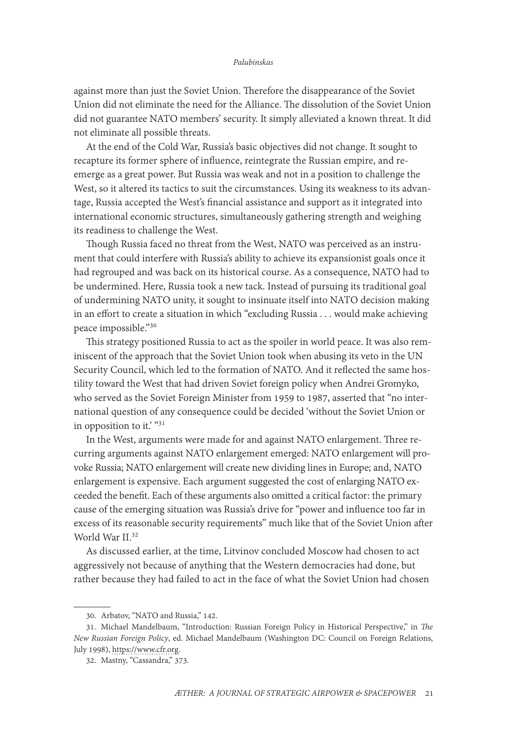against more than just the Soviet Union. Therefore the disappearance of the Soviet Union did not eliminate the need for the Alliance. The dissolution of the Soviet Union did not guarantee NATO members' security. It simply alleviated a known threat. It did not eliminate all possible threats.

At the end of the Cold War, Russia's basic objectives did not change. It sought to recapture its former sphere of influence, reintegrate the Russian empire, and re-emerge as a great power. But Russia was weak and not in a position to challenge the West, so it altered its tactics to suit the circumstances. Using its weakness to its advantage, Russia accepted the West's financial assistance and support as it integrated into international economic structures, simultaneously gathering strength and weighing its readiness to challenge the West.

Though Russia faced no threat from the West, NATO was perceived as an instrument that could interfere with Russia's ability to achieve its expansionist goals once it had regrouped and was back on its historical course. As a consequence, NATO had to be undermined. Here, Russia took a new tack. Instead of pursuing its traditional goal of undermining NATO unity, it sought to insinuate itself into NATO decision making in an effort to create a situation in which "excluding Russia . . . would make achieving peace impossible."[30]

This strategy positioned Russia to act as the spoiler in world peace. It was also reminiscent of the approach that the Soviet Union took when abusing its veto in the UN Security Council, which led to the formation of NATO. And it reflected the same hostility toward the West that had driven Soviet foreign policy when Andrei Gromyko, who served as the Soviet Foreign Minister from 1959 to 1987, asserted that "no international question of any consequence could be decided 'without the Soviet Union or in opposition to it.' "[31]

In the West, arguments were made for and against NATO enlargement. Three recurring arguments against NATO enlargement emerged: NATO enlargement will provoke Russia; NATO enlargement will create new dividing lines in Europe; and, NATO enlargement is expensive. Each argument suggested the cost of enlarging NATO exceeded the benefit. Each of these arguments also omitted a critical factor: the primary cause of the emerging situation was Russia's drive for "power and influence too far in excess of its reasonable security requirements" much like that of the Soviet Union after World War II.[32]

As discussed earlier, at the time, Litvinov concluded Moscow had chosen to act aggressively not because of anything that the Western democracies had done, but rather because they had failed to act in the face of what the Soviet Union had chosen

---

30. Arbatov, "NATO and Russia," 142.

31. Michael Mandelbaum, "Introduction: Russian Foreign Policy in Historical Perspective," in *The New Russian Foreign Policy*, ed. Michael Mandelbaum (Washington DC: Council on Foreign Relations, July 1998), https://www.cfr.org.

32. Mastny, "Cassandra," 373.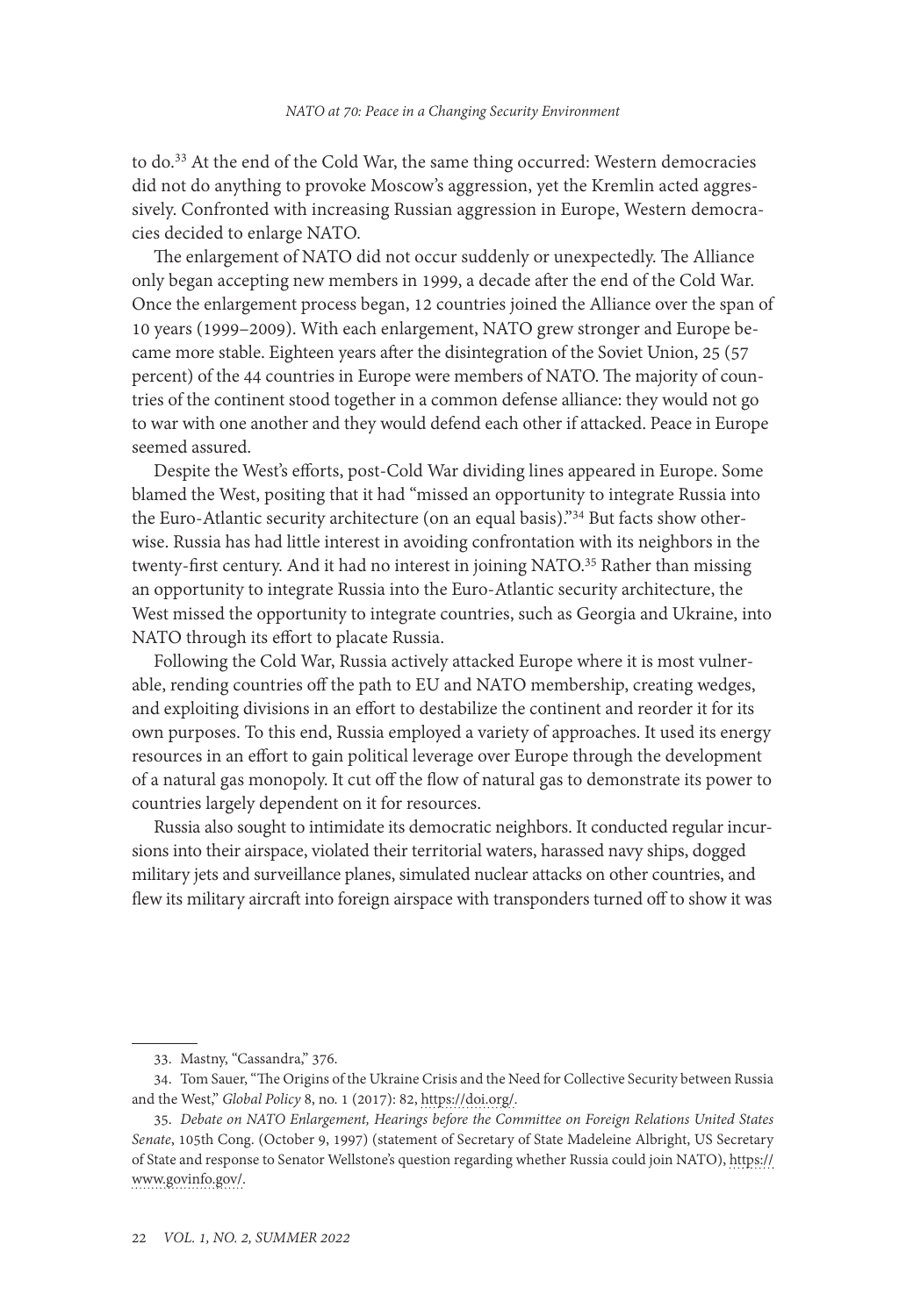to do.[33] At the end of the Cold War, the same thing occurred: Western democracies did not do anything to provoke Moscow's aggression, yet the Kremlin acted aggressively. Confronted with increasing Russian aggression in Europe, Western democracies decided to enlarge NATO.

The enlargement of NATO did not occur suddenly or unexpectedly. The Alliance only began accepting new members in 1999, a decade after the end of the Cold War. Once the enlargement process began, 12 countries joined the Alliance over the span of 10 years (1999–2009). With each enlargement, NATO grew stronger and Europe became more stable. Eighteen years after the disintegration of the Soviet Union, 25 (57 percent) of the 44 countries in Europe were members of NATO. The majority of countries of the continent stood together in a common defense alliance: they would not go to war with one another and they would defend each other if attacked. Peace in Europe seemed assured.

Despite the West's efforts, post-Cold War dividing lines appeared in Europe. Some blamed the West, positing that it had "missed an opportunity to integrate Russia into the Euro-Atlantic security architecture (on an equal basis)."[34] But facts show otherwise. Russia has had little interest in avoiding confrontation with its neighbors in the twenty-first century. And it had no interest in joining NATO.[35] Rather than missing an opportunity to integrate Russia into the Euro-Atlantic security architecture, the West missed the opportunity to integrate countries, such as Georgia and Ukraine, into NATO through its effort to placate Russia.

Following the Cold War, Russia actively attacked Europe where it is most vulnerable, rending countries off the path to EU and NATO membership, creating wedges, and exploiting divisions in an effort to destabilize the continent and reorder it for its own purposes. To this end, Russia employed a variety of approaches. It used its energy resources in an effort to gain political leverage over Europe through the development of a natural gas monopoly. It cut off the flow of natural gas to demonstrate its power to countries largely dependent on it for resources.

Russia also sought to intimidate its democratic neighbors. It conducted regular incursions into their airspace, violated their territorial waters, harassed navy ships, dogged military jets and surveillance planes, simulated nuclear attacks on other countries, and flew its military aircraft into foreign airspace with transponders turned off to show it was

---

33. Mastny, "Cassandra," 376.

34. Tom Sauer, "The Origins of the Ukraine Crisis and the Need for Collective Security between Russia and the West," *Global Policy* 8, no. 1 (2017): 82, https://doi.org/.

35. *Debate on NATO Enlargement, Hearings before the Committee on Foreign Relations United States Senate*, 105th Cong. (October 9, 1997) (statement of Secretary of State Madeleine Albright, US Secretary of State and response to Senator Wellstone's question regarding whether Russia could join NATO), https://www.govinfo.gov/.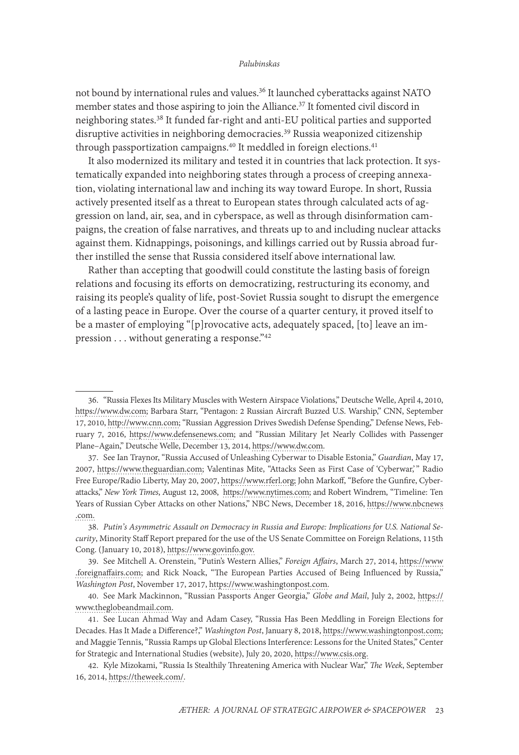not bound by international rules and values.[36] It launched cyberattacks against NATO member states and those aspiring to join the Alliance.[37] It fomented civil discord in neighboring states.[38] It funded far-right and anti-EU political parties and supported disruptive activities in neighboring democracies.[39] Russia weaponized citizenship through passportization campaigns.[40] It meddled in foreign elections.[41]

It also modernized its military and tested it in countries that lack protection. It systematically expanded into neighboring states through a process of creeping annexation, violating international law and inching its way toward Europe. In short, Russia actively presented itself as a threat to European states through calculated acts of aggression on land, air, sea, and in cyberspace, as well as through disinformation campaigns, the creation of false narratives, and threats up to and including nuclear attacks against them. Kidnappings, poisonings, and killings carried out by Russia abroad further instilled the sense that Russia considered itself above international law.

Rather than accepting that goodwill could constitute the lasting basis of foreign relations and focusing its efforts on democratizing, restructuring its economy, and raising its people's quality of life, post-Soviet Russia sought to disrupt the emergence of a lasting peace in Europe. Over the course of a quarter century, it proved itself to be a master of employing "[p]rovocative acts, adequately spaced, [to] leave an impression . . . without generating a response."[42]

---

36. "Russia Flexes Its Military Muscles with Western Airspace Violations," Deutsche Welle, April 4, 2010, https://www.dw.com; Barbara Starr, "Pentagon: 2 Russian Aircraft Buzzed U.S. Warship," CNN, September 17, 2010, http://www.cnn.com; "Russian Aggression Drives Swedish Defense Spending," Defense News, February 7, 2016, https://www.defensenews.com; and "Russian Military Jet Nearly Collides with Passenger Plane–Again," Deutsche Welle, December 13, 2014, https://www.dw.com.

37. See Ian Traynor, "Russia Accused of Unleashing Cyberwar to Disable Estonia," *Guardian*, May 17, 2007, https://www.theguardian.com; Valentinas Mite, "Attacks Seen as First Case of 'Cyberwar,'" Radio Free Europe/Radio Liberty, May 20, 2007, https://www.rferl.org; John Markoff, "Before the Gunfire, Cyberattacks," *New York Times*, August 12, 2008, https://www.nytimes.com; and Robert Windrem, "Timeline: Ten Years of Russian Cyber Attacks on other Nations," NBC News, December 18, 2016, https://www.nbcnews.com.

38. *Putin's Asymmetric Assault on Democracy in Russia and Europe: Implications for U.S. National Security*, Minority Staff Report prepared for the use of the US Senate Committee on Foreign Relations, 115th Cong. (January 10, 2018), https://www.govinfo.gov.

39. See Mitchell A. Orenstein, "Putin's Western Allies," *Foreign Affairs*, March 27, 2014, https://www.foreignaffairs.com; and Rick Noack, "The European Parties Accused of Being Influenced by Russia," *Washington Post*, November 17, 2017, https://www.washingtonpost.com.

40. See Mark Mackinnon, "Russian Passports Anger Georgia," *Globe and Mail*, July 2, 2002, https://www.theglobeandmail.com.

41. See Lucan Ahmad Way and Adam Casey, "Russia Has Been Meddling in Foreign Elections for Decades. Has It Made a Difference?," *Washington Post*, January 8, 2018, https://www.washingtonpost.com; and Maggie Tennis, "Russia Ramps up Global Elections Interference: Lessons for the United States," Center for Strategic and International Studies (website), July 20, 2020, https://www.csis.org.

42. Kyle Mizokami, "Russia Is Stealthily Threatening America with Nuclear War," *The Week*, September 16, 2014, https://theweek.com/.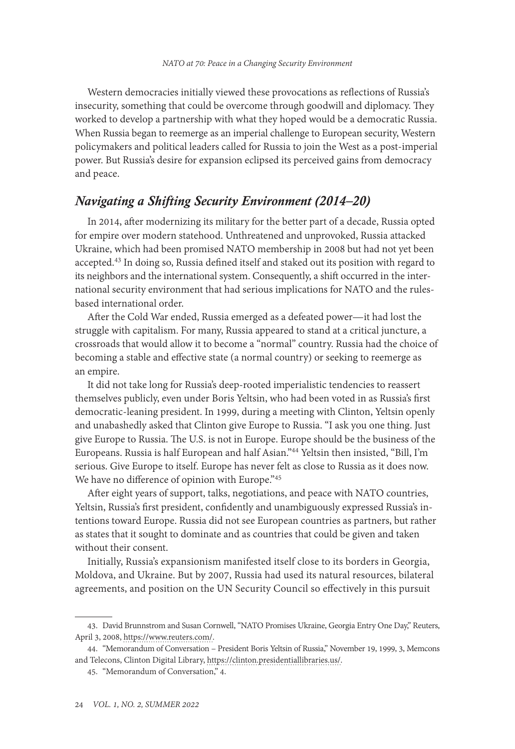Western democracies initially viewed these provocations as reflections of Russia's insecurity, something that could be overcome through goodwill and diplomacy. They worked to develop a partnership with what they hoped would be a democratic Russia. When Russia began to reemerge as an imperial challenge to European security, Western policymakers and political leaders called for Russia to join the West as a post-imperial power. But Russia's desire for expansion eclipsed its perceived gains from democracy and peace.

## *Navigating a Shifting Security Environment (2014–20)*

In 2014, after modernizing its military for the better part of a decade, Russia opted for empire over modern statehood. Unthreatened and unprovoked, Russia attacked Ukraine, which had been promised NATO membership in 2008 but had not yet been accepted.[43] In doing so, Russia defined itself and staked out its position with regard to its neighbors and the international system. Consequently, a shift occurred in the international security environment that had serious implications for NATO and the rules-based international order.

After the Cold War ended, Russia emerged as a defeated power—it had lost the struggle with capitalism. For many, Russia appeared to stand at a critical juncture, a crossroads that would allow it to become a "normal" country. Russia had the choice of becoming a stable and effective state (a normal country) or seeking to reemerge as an empire.

It did not take long for Russia's deep-rooted imperialistic tendencies to reassert themselves publicly, even under Boris Yeltsin, who had been voted in as Russia's first democratic-leaning president. In 1999, during a meeting with Clinton, Yeltsin openly and unabashedly asked that Clinton give Europe to Russia. "I ask you one thing. Just give Europe to Russia. The U.S. is not in Europe. Europe should be the business of the Europeans. Russia is half European and half Asian."[44] Yeltsin then insisted, "Bill, I'm serious. Give Europe to itself. Europe has never felt as close to Russia as it does now. We have no difference of opinion with Europe."[45]

After eight years of support, talks, negotiations, and peace with NATO countries, Yeltsin, Russia's first president, confidently and unambiguously expressed Russia's intentions toward Europe. Russia did not see European countries as partners, but rather as states that it sought to dominate and as countries that could be given and taken without their consent.

Initially, Russia's expansionism manifested itself close to its borders in Georgia, Moldova, and Ukraine. But by 2007, Russia had used its natural resources, bilateral agreements, and position on the UN Security Council so effectively in this pursuit

---

43. David Brunnstrom and Susan Cornwell, "NATO Promises Ukraine, Georgia Entry One Day," Reuters, April 3, 2008, https://www.reuters.com/.

44. "Memorandum of Conversation – President Boris Yeltsin of Russia," November 19, 1999, 3, Memcons and Telecons, Clinton Digital Library, https://clinton.presidentiallibraries.us/.

45. "Memorandum of Conversation," 4.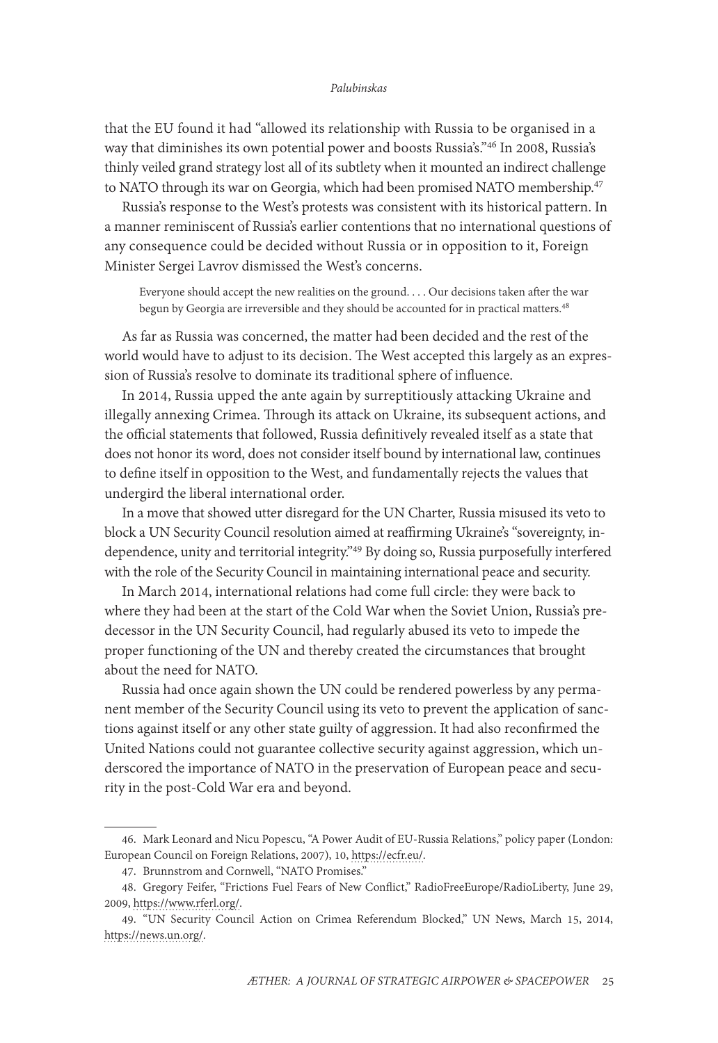that the EU found it had "allowed its relationship with Russia to be organised in a way that diminishes its own potential power and boosts Russia's."[46] In 2008, Russia's thinly veiled grand strategy lost all of its subtlety when it mounted an indirect challenge to NATO through its war on Georgia, which had been promised NATO membership.[47]

Russia's response to the West's protests was consistent with its historical pattern. In a manner reminiscent of Russia's earlier contentions that no international questions of any consequence could be decided without Russia or in opposition to it, Foreign Minister Sergei Lavrov dismissed the West's concerns.

> Everyone should accept the new realities on the ground. . . . Our decisions taken after the war begun by Georgia are irreversible and they should be accounted for in practical matters.[48]

As far as Russia was concerned, the matter had been decided and the rest of the world would have to adjust to its decision. The West accepted this largely as an expression of Russia's resolve to dominate its traditional sphere of influence.

In 2014, Russia upped the ante again by surreptitiously attacking Ukraine and illegally annexing Crimea. Through its attack on Ukraine, its subsequent actions, and the official statements that followed, Russia definitively revealed itself as a state that does not honor its word, does not consider itself bound by international law, continues to define itself in opposition to the West, and fundamentally rejects the values that undergird the liberal international order.

In a move that showed utter disregard for the UN Charter, Russia misused its veto to block a UN Security Council resolution aimed at reaffirming Ukraine's "sovereignty, independence, unity and territorial integrity."[49] By doing so, Russia purposefully interfered with the role of the Security Council in maintaining international peace and security.

In March 2014, international relations had come full circle: they were back to where they had been at the start of the Cold War when the Soviet Union, Russia's predecessor in the UN Security Council, had regularly abused its veto to impede the proper functioning of the UN and thereby created the circumstances that brought about the need for NATO.

Russia had once again shown the UN could be rendered powerless by any permanent member of the Security Council using its veto to prevent the application of sanctions against itself or any other state guilty of aggression. It had also reconfirmed the United Nations could not guarantee collective security against aggression, which underscored the importance of NATO in the preservation of European peace and security in the post-Cold War era and beyond.

---

46. Mark Leonard and Nicu Popescu, "A Power Audit of EU-Russia Relations," policy paper (London: European Council on Foreign Relations, 2007), 10, https://ecfr.eu/.

47. Brunnstrom and Cornwell, "NATO Promises."

48. Gregory Feifer, "Frictions Fuel Fears of New Conflict," RadioFreeEurope/RadioLiberty, June 29, 2009, https://www.rferl.org/.

49. "UN Security Council Action on Crimea Referendum Blocked," UN News, March 15, 2014, https://news.un.org/.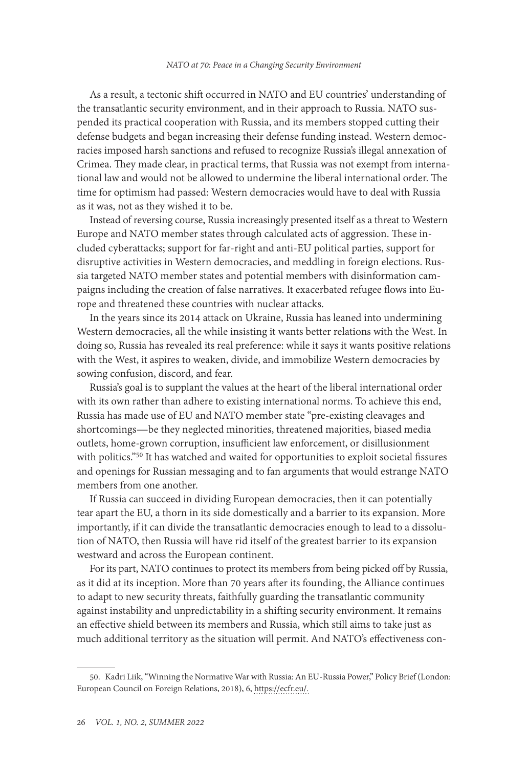As a result, a tectonic shift occurred in NATO and EU countries' understanding of the transatlantic security environment, and in their approach to Russia. NATO suspended its practical cooperation with Russia, and its members stopped cutting their defense budgets and began increasing their defense funding instead. Western democracies imposed harsh sanctions and refused to recognize Russia's illegal annexation of Crimea. They made clear, in practical terms, that Russia was not exempt from international law and would not be allowed to undermine the liberal international order. The time for optimism had passed: Western democracies would have to deal with Russia as it was, not as they wished it to be.

Instead of reversing course, Russia increasingly presented itself as a threat to Western Europe and NATO member states through calculated acts of aggression. These included cyberattacks; support for far-right and anti-EU political parties, support for disruptive activities in Western democracies, and meddling in foreign elections. Russia targeted NATO member states and potential members with disinformation campaigns including the creation of false narratives. It exacerbated refugee flows into Europe and threatened these countries with nuclear attacks.

In the years since its 2014 attack on Ukraine, Russia has leaned into undermining Western democracies, all the while insisting it wants better relations with the West. In doing so, Russia has revealed its real preference: while it says it wants positive relations with the West, it aspires to weaken, divide, and immobilize Western democracies by sowing confusion, discord, and fear.

Russia's goal is to supplant the values at the heart of the liberal international order with its own rather than adhere to existing international norms. To achieve this end, Russia has made use of EU and NATO member state "pre-existing cleavages and shortcomings—be they neglected minorities, threatened majorities, biased media outlets, home-grown corruption, insufficient law enforcement, or disillusionment with politics."[50] It has watched and waited for opportunities to exploit societal fissures and openings for Russian messaging and to fan arguments that would estrange NATO members from one another.

If Russia can succeed in dividing European democracies, then it can potentially tear apart the EU, a thorn in its side domestically and a barrier to its expansion. More importantly, if it can divide the transatlantic democracies enough to lead to a dissolution of NATO, then Russia will have rid itself of the greatest barrier to its expansion westward and across the European continent.

For its part, NATO continues to protect its members from being picked off by Russia, as it did at its inception. More than 70 years after its founding, the Alliance continues to adapt to new security threats, faithfully guarding the transatlantic community against instability and unpredictability in a shifting security environment. It remains an effective shield between its members and Russia, which still aims to take just as much additional territory as the situation will permit. And NATO's effectiveness con-

---

50. Kadri Liik, "Winning the Normative War with Russia: An EU-Russia Power," Policy Brief (London: European Council on Foreign Relations, 2018), 6, https://ecfr.eu/.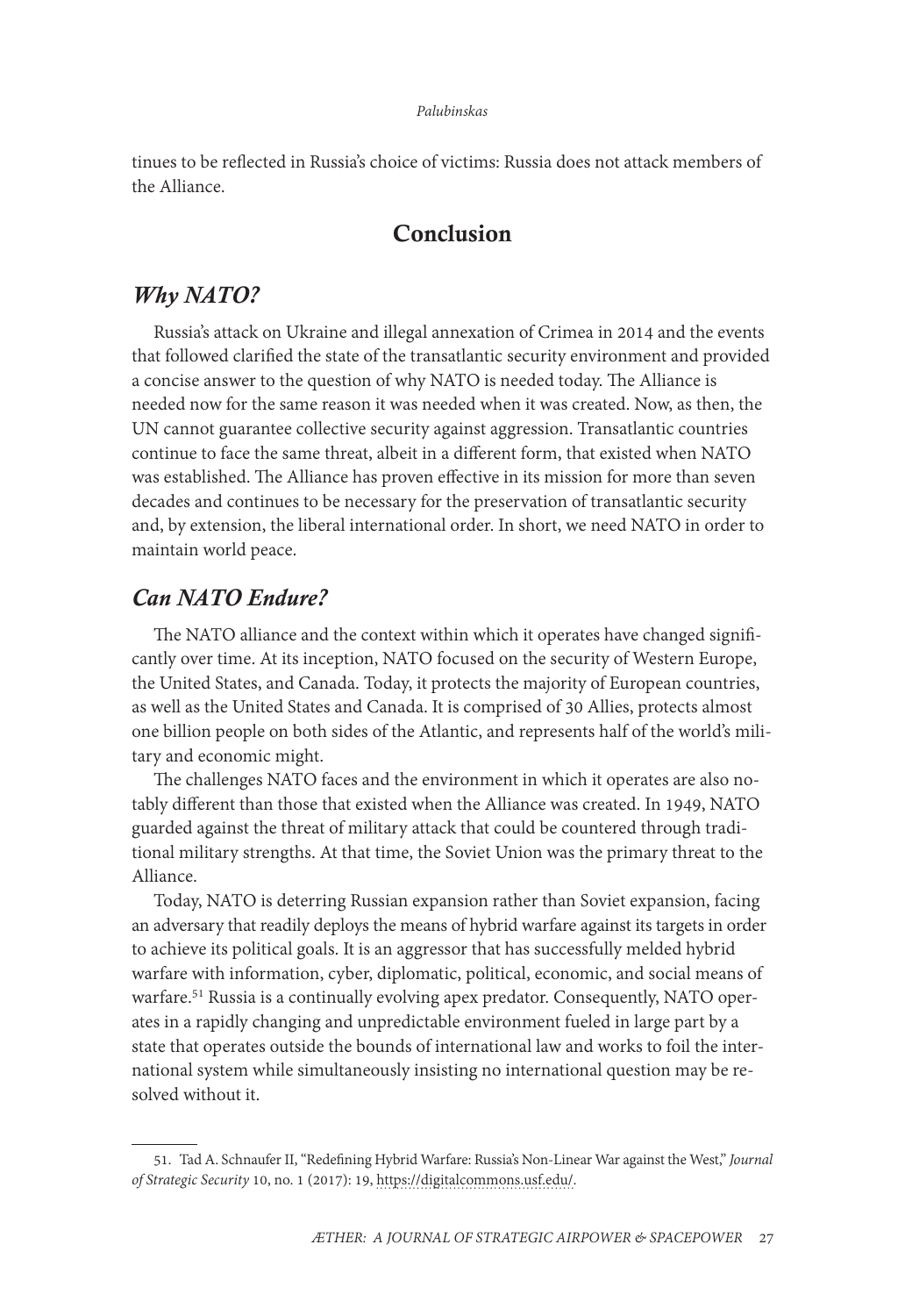tinues to be reflected in Russia's choice of victims: Russia does not attack members of the Alliance.

## Conclusion

### *Why NATO?*

Russia's attack on Ukraine and illegal annexation of Crimea in 2014 and the events that followed clarified the state of the transatlantic security environment and provided a concise answer to the question of why NATO is needed today. The Alliance is needed now for the same reason it was needed when it was created. Now, as then, the UN cannot guarantee collective security against aggression. Transatlantic countries continue to face the same threat, albeit in a different form, that existed when NATO was established. The Alliance has proven effective in its mission for more than seven decades and continues to be necessary for the preservation of transatlantic security and, by extension, the liberal international order. In short, we need NATO in order to maintain world peace.

### *Can NATO Endure?*

The NATO alliance and the context within which it operates have changed significantly over time. At its inception, NATO focused on the security of Western Europe, the United States, and Canada. Today, it protects the majority of European countries, as well as the United States and Canada. It is comprised of 30 Allies, protects almost one billion people on both sides of the Atlantic, and represents half of the world's military and economic might.

The challenges NATO faces and the environment in which it operates are also notably different than those that existed when the Alliance was created. In 1949, NATO guarded against the threat of military attack that could be countered through traditional military strengths. At that time, the Soviet Union was the primary threat to the Alliance.

Today, NATO is deterring Russian expansion rather than Soviet expansion, facing an adversary that readily deploys the means of hybrid warfare against its targets in order to achieve its political goals. It is an aggressor that has successfully melded hybrid warfare with information, cyber, diplomatic, political, economic, and social means of warfare.[51] Russia is a continually evolving apex predator. Consequently, NATO operates in a rapidly changing and unpredictable environment fueled in large part by a state that operates outside the bounds of international law and works to foil the international system while simultaneously insisting no international question may be resolved without it.

---

51. Tad A. Schnaufer II, "Redefining Hybrid Warfare: Russia's Non-Linear War against the West," *Journal of Strategic Security* 10, no. 1 (2017): 19, https://digitalcommons.usf.edu/.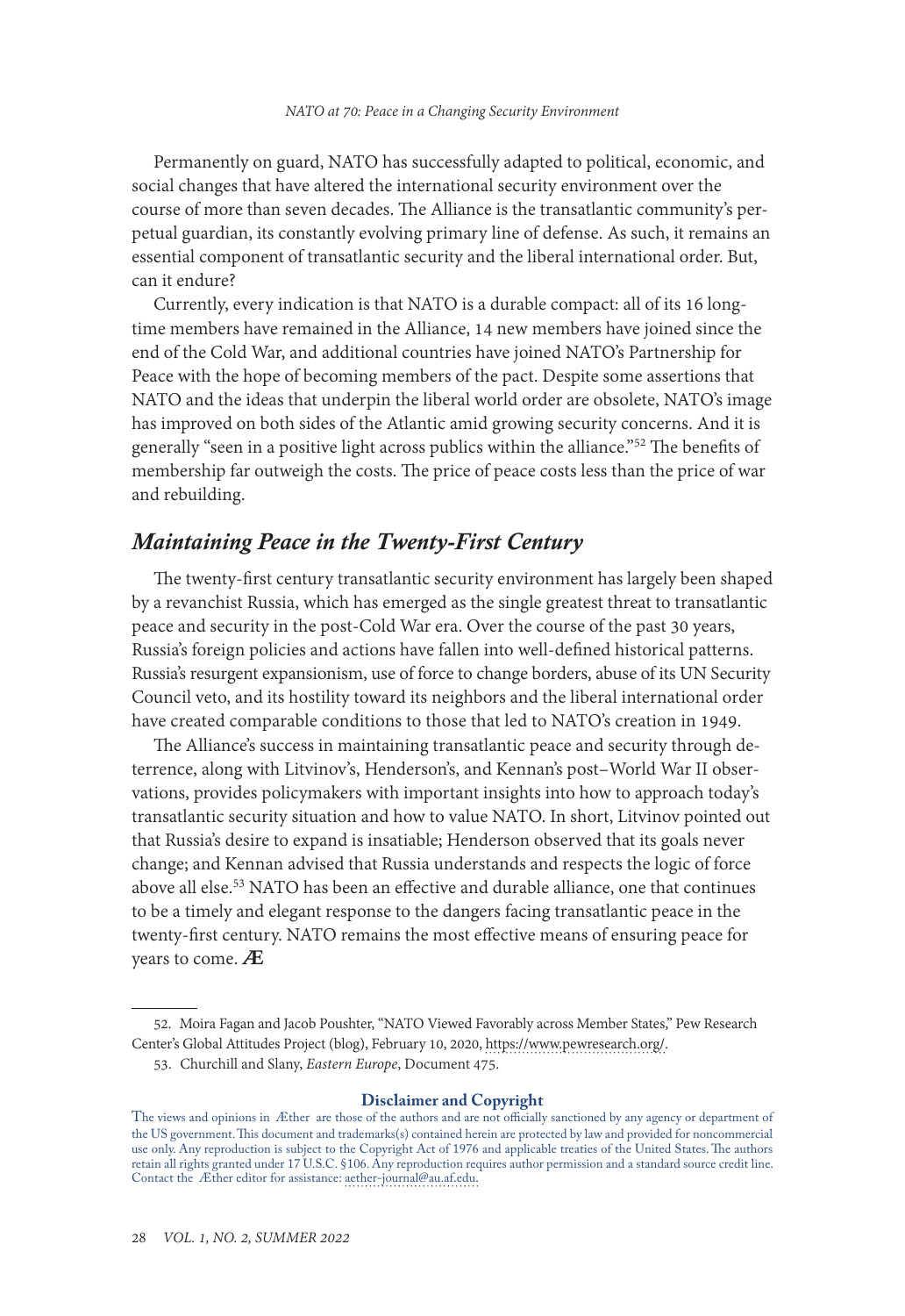Permanently on guard, NATO has successfully adapted to political, economic, and social changes that have altered the international security environment over the course of more than seven decades. The Alliance is the transatlantic community's perpetual guardian, its constantly evolving primary line of defense. As such, it remains an essential component of transatlantic security and the liberal international order. But, can it endure?

Currently, every indication is that NATO is a durable compact: all of its 16 longtime members have remained in the Alliance, 14 new members have joined since the end of the Cold War, and additional countries have joined NATO's Partnership for Peace with the hope of becoming members of the pact. Despite some assertions that NATO and the ideas that underpin the liberal world order are obsolete, NATO's image has improved on both sides of the Atlantic amid growing security concerns. And it is generally "seen in a positive light across publics within the alliance."[52] The benefits of membership far outweigh the costs. The price of peace costs less than the price of war and rebuilding.

## *Maintaining Peace in the Twenty-First Century*

The twenty-first century transatlantic security environment has largely been shaped by a revanchist Russia, which has emerged as the single greatest threat to transatlantic peace and security in the post-Cold War era. Over the course of the past 30 years, Russia's foreign policies and actions have fallen into well-defined historical patterns. Russia's resurgent expansionism, use of force to change borders, abuse of its UN Security Council veto, and its hostility toward its neighbors and the liberal international order have created comparable conditions to those that led to NATO's creation in 1949.

The Alliance's success in maintaining transatlantic peace and security through deterrence, along with Litvinov's, Henderson's, and Kennan's post–World War II observations, provides policymakers with important insights into how to approach today's transatlantic security situation and how to value NATO. In short, Litvinov pointed out that Russia's desire to expand is insatiable; Henderson observed that its goals never change; and Kennan advised that Russia understands and respects the logic of force above all else.[53] NATO has been an effective and durable alliance, one that continues to be a timely and elegant response to the dangers facing transatlantic peace in the twenty-first century. NATO remains the most effective means of ensuring peace for years to come. **Æ**

---

52. Moira Fagan and Jacob Poushter, "NATO Viewed Favorably across Member States," Pew Research Center's Global Attitudes Project (blog), February 10, 2020, https://www.pewresearch.org/.

53. Churchill and Slany, *Eastern Europe*, Document 475.

**Disclaimer and Copyright**

The views and opinions in Æther are those of the authors and are not officially sanctioned by any agency or department of the US government. This document and trademarks(s) contained herein are protected by law and provided for noncommercial use only. Any reproduction is subject to the Copyright Act of 1976 and applicable treaties of the United States. The authors retain all rights granted under 17 U.S.C. §106. Any reproduction requires author permission and a standard source credit line. Contact the Æther editor for assistance: aether-journal@au.af.edu.